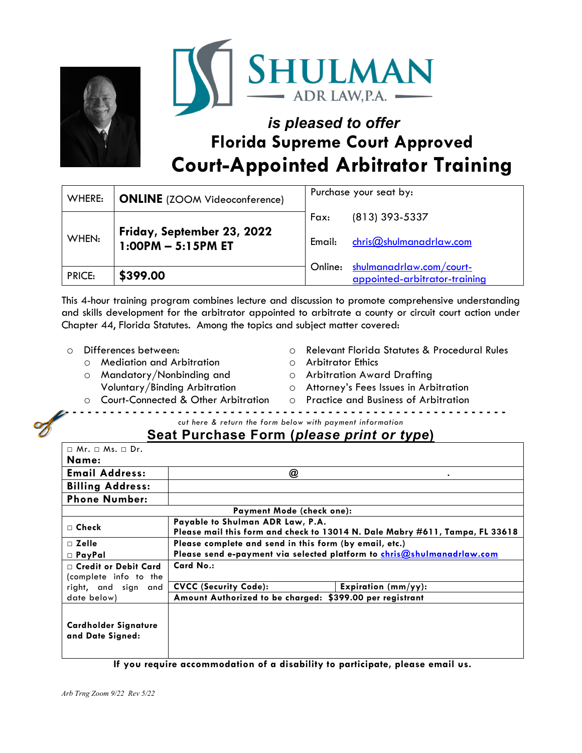# SHULMAN

ADR LAW, P.A.

*is pleased to offer*

## Florida Supreme Court Approved

# Court-Appointed Arbitrator Training

| WHERE: | **ONLINE** (ZOOM Videoconference) | Purchase your seat by: |
|---|---|---|
| WHEN: | **Friday, September 23, 2022 1:00PM – 5:15PM ET** | Fax: (813) 393-5337<br>Email: chris@shulmanadrlaw.com |
| PRICE: | **$399.00** | Online: shulmanadrlaw.com/court-appointed-arbitrator-training |

This 4-hour training program combines lecture and discussion to promote comprehensive understanding and skills development for the arbitrator appointed to arbitrate a county or circuit court action under Chapter 44, Florida Statutes. Among the topics and subject matter covered:

- Differences between:
  - Mediation and Arbitration
  - Mandatory/Nonbinding and Voluntary/Binding Arbitration
  - Court-Connected & Other Arbitration
- Relevant Florida Statutes & Procedural Rules
- Arbitrator Ethics
- Arbitration Award Drafting
- Attorney's Fees Issues in Arbitration
- Practice and Business of Arbitration

*cut here & return the form below with payment information*

## Seat Purchase Form (*please print or type*)

| □ Mr. □ Ms. □ Dr.<br>**Name:** | | |
|---|---|---|
| **Email Address:** | @ . | |
| **Billing Address:** | | |
| **Phone Number:** | | |
| **Payment Mode (check one):** | | |
| □ **Check** | **Payable to Shulman ADR Law, P.A.**<br>**Please mail this form and check to 13014 N. Dale Mabry #611, Tampa, FL 33618** | |
| □ **Zelle**<br>□ **PayPal** | **Please complete and send in this form (by email, etc.)**<br>**Please send e-payment via selected platform to chris@shulmanadrlaw.com** | |
| □ **Credit or Debit Card** (complete info to the right, and sign and date below) | **Card No.:** | |
| | **CVCC (Security Code):** | **Expiration (mm/yy):** |
| | **Amount Authorized to be charged: $399.00 per registrant** | |
| **Cardholder Signature and Date Signed:** | | |

**If you require accommodation of a disability to participate, please email us.**

*Arb Trng Zoom 9/22 Rev 5/22*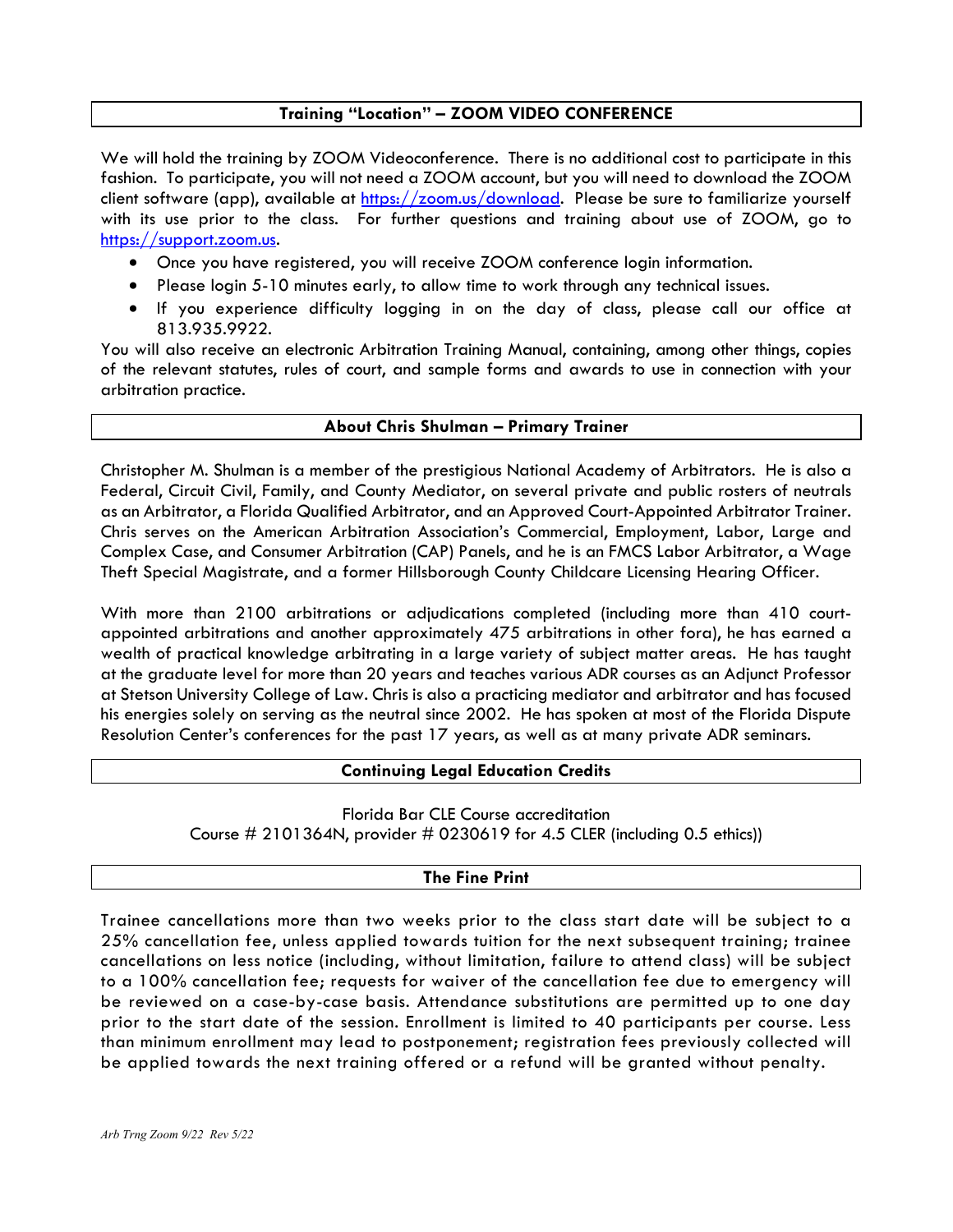## Training "Location" – ZOOM VIDEO CONFERENCE

We will hold the training by ZOOM Videoconference. There is no additional cost to participate in this fashion. To participate, you will not need a ZOOM account, but you will need to download the ZOOM client software (app), available at [https://zoom.us/download](https://zoom.us/download). Please be sure to familiarize yourself with its use prior to the class. For further questions and training about use of ZOOM, go to [https://support.zoom.us](https://support.zoom.us).

- Once you have registered, you will receive ZOOM conference login information.
- Please login 5-10 minutes early, to allow time to work through any technical issues.
- If you experience difficulty logging in on the day of class, please call our office at 813.935.9922.

You will also receive an electronic Arbitration Training Manual, containing, among other things, copies of the relevant statutes, rules of court, and sample forms and awards to use in connection with your arbitration practice.

## About Chris Shulman – Primary Trainer

Christopher M. Shulman is a member of the prestigious National Academy of Arbitrators. He is also a Federal, Circuit Civil, Family, and County Mediator, on several private and public rosters of neutrals as an Arbitrator, a Florida Qualified Arbitrator, and an Approved Court-Appointed Arbitrator Trainer. Chris serves on the American Arbitration Association's Commercial, Employment, Labor, Large and Complex Case, and Consumer Arbitration (CAP) Panels, and he is an FMCS Labor Arbitrator, a Wage Theft Special Magistrate, and a former Hillsborough County Childcare Licensing Hearing Officer.

With more than 2100 arbitrations or adjudications completed (including more than 410 court-appointed arbitrations and another approximately 475 arbitrations in other fora), he has earned a wealth of practical knowledge arbitrating in a large variety of subject matter areas. He has taught at the graduate level for more than 20 years and teaches various ADR courses as an Adjunct Professor at Stetson University College of Law. Chris is also a practicing mediator and arbitrator and has focused his energies solely on serving as the neutral since 2002. He has spoken at most of the Florida Dispute Resolution Center's conferences for the past 17 years, as well as at many private ADR seminars.

## Continuing Legal Education Credits

Florida Bar CLE Course accreditation
Course # 2101364N, provider # 0230619 for 4.5 CLER (including 0.5 ethics))

## The Fine Print

Trainee cancellations more than two weeks prior to the class start date will be subject to a 25% cancellation fee, unless applied towards tuition for the next subsequent training; trainee cancellations on less notice (including, without limitation, failure to attend class) will be subject to a 100% cancellation fee; requests for waiver of the cancellation fee due to emergency will be reviewed on a case-by-case basis. Attendance substitutions are permitted up to one day prior to the start date of the session. Enrollment is limited to 40 participants per course. Less than minimum enrollment may lead to postponement; registration fees previously collected will be applied towards the next training offered or a refund will be granted without penalty.

*Arb Trng Zoom 9/22 Rev 5/22*